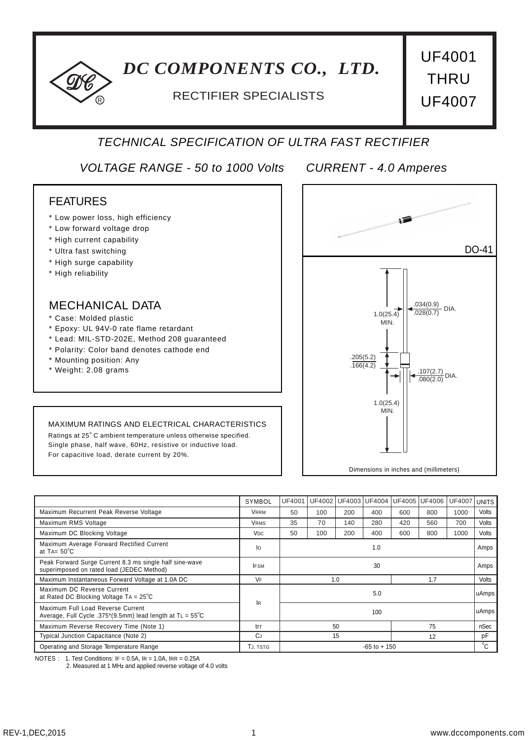# DC COMPONENTS CO., LTD.

RECTIFIER SPECIALISTS

**UF4001 THRU UF4007**

*TECHNICAL SPECIFICATION OF ULTRA FAST RECTIFIER*

*VOLTAGE RANGE - 50 to 1000 Volts    CURRENT - 4.0 Amperes*

## FEATURES

* Low power loss, high efficiency
* Low forward voltage drop
* High current capability
* Ultra fast switching
* High surge capability
* High reliability

## MECHANICAL DATA

* Case: Molded plastic
* Epoxy: UL 94V-0 rate flame retardant
* Lead: MIL-STD-202E, Method 208 guaranteed
* Polarity: Color band denotes cathode end
* Mounting position: Any
* Weight: 2.08 grams

DO-41

1.0(25.4) MIN.

.034(0.9) / .028(0.7) DIA.

.205(5.2) / .166(4.2)

.107(2.7) / .080(2.0) DIA.

1.0(25.4) MIN.

Dimensions in inches and (millimeters)

MAXIMUM RATINGS AND ELECTRICAL CHARACTERISTICS

Ratings at 25°C ambient temperature unless otherwise specified.
Single phase, half wave, 60Hz, resistive or inductive load.
For capacitive load, derate current by 20%.

| | SYMBOL | UF4001 | UF4002 | UF4003 | UF4004 | UF4005 | UF4006 | UF4007 | UNITS |
|---|---|---|---|---|---|---|---|---|---|
| Maximum Recurrent Peak Reverse Voltage | $V_{RRM}$ | 50 | 100 | 200 | 400 | 600 | 800 | 1000 | Volts |
| Maximum RMS Voltage | $V_{RMS}$ | 35 | 70 | 140 | 280 | 420 | 560 | 700 | Volts |
| Maximum DC Blocking Voltage | $V_{DC}$ | 50 | 100 | 200 | 400 | 600 | 800 | 1000 | Volts |
| Maximum Average Forward Rectified Current at $T_A$= 50°C | $I_O$ | 1.0 | | | | | | | Amps |
| Peak Forward Surge Current 8.3 ms single half sine-wave superimposed on rated load (JEDEC Method) | $I_{FSM}$ | 30 | | | | | | | Amps |
| Maximum Instantaneous Forward Voltage at 1.0A DC | $V_F$ | 1.0 | | | | 1.7 | | | Volts |
| Maximum DC Reverse Current at Rated DC Blocking Voltage $T_A$ = 25°C | $I_R$ | 5.0 | | | | | | | uAmps |
| Maximum Full Load Reverse Current Average, Full Cycle .375*(9.5mm) lead length at $T_L$ = 55°C | $I_R$ | 100 | | | | | | | uAmps |
| Maximum Reverse Recovery Time (Note 1) | trr | 50 | | | | 75 | | | nSec |
| Typical Junction Capacitance (Note 2) | $C_J$ | 15 | | | | 12 | | | pF |
| Operating and Storage Temperature Range | $T_J$, $T_{STG}$ | -65 to + 150 | | | | | | | °C |

NOTES : 1. Test Conditions: $I_F$ = 0.5A, $I_R$ = 1.0A, $I_{RR}$ = 0.25A
2. Measured at 1 MHz and applied reverse voltage of 4.0 volts

REV-1,DEC,2015 www.dccomponents.com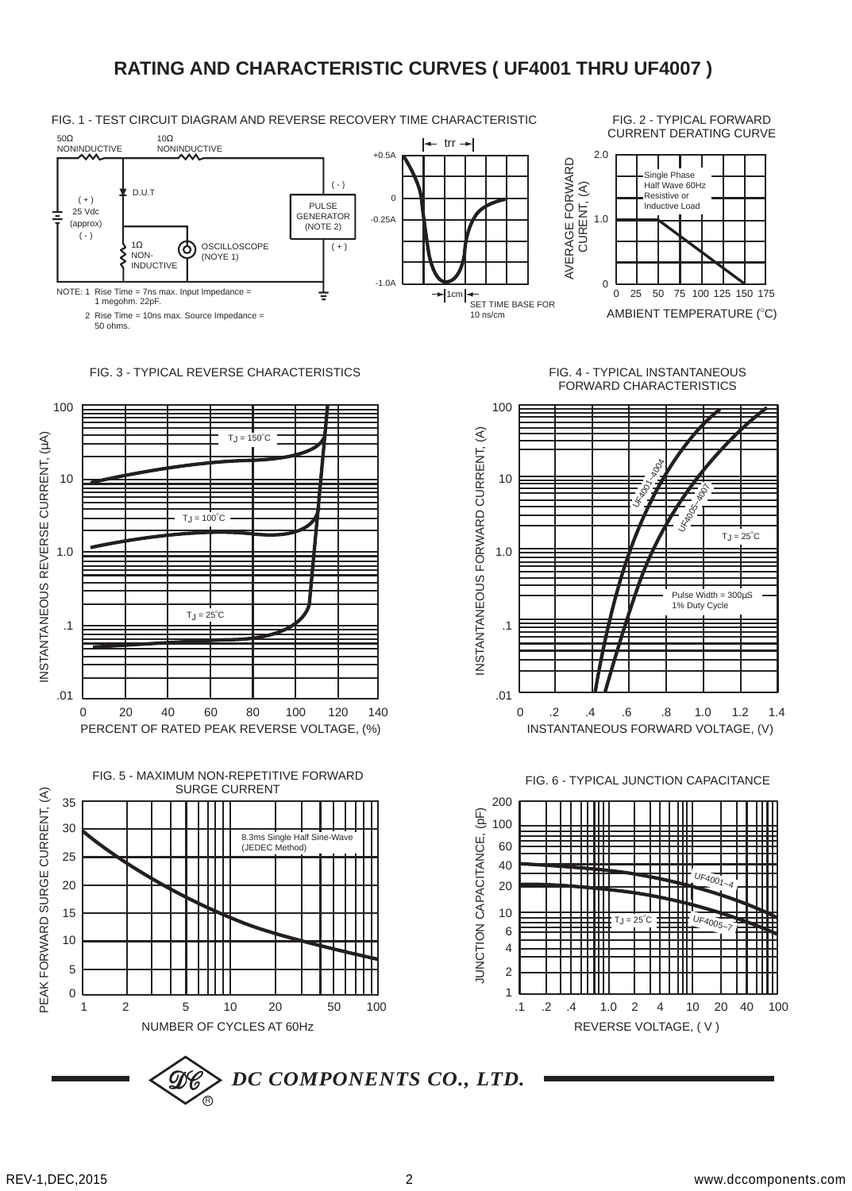# RATING AND CHARACTERISTIC CURVES ( UF4001 THRU UF4007 )

FIG. 1 - TEST CIRCUIT DIAGRAM AND REVERSE RECOVERY TIME CHARACTERISTIC

50Ω NONINDUCTIVE

10Ω NONINDUCTIVE

D.U.T

( + ) 25 Vdc (approx) ( - )

1Ω NON-INDUCTIVE

OSCILLOSCOPE (NOYE 1)

PULSE GENERATOR (NOTE 2)

( - )

( + )

NOTE: 1 Rise Time = 7ns max. Input Impedance = 1 megohm. 22pF.

2 Rise Time = 10ns max. Source Impedance = 50 ohms.

trr

+0.5A

0

-0.25A

-1.0A

1cm

SET TIME BASE FOR 10 ns/cm

FIG. 2 - TYPICAL FORWARD CURRENT DERATING CURVE

AVERAGE FORWARD CURENT, (A)

2.0

1.0

0

Single Phase Half Wave 60Hz Resistive or Inductive Load

0 25 50 75 100 125 150 175

AMBIENT TEMPERATURE (°C)

FIG. 3 - TYPICAL REVERSE CHARACTERISTICS

INSTANTANEOUS REVERSE CURRENT, (μA)

100

10

1.0

.1

.01

$T_J$ = 150°C

$T_J$ = 100°C

$T_J$ = 25°C

0 20 40 60 80 100 120 140

PERCENT OF RATED PEAK REVERSE VOLTAGE, (%)

FIG. 4 - TYPICAL INSTANTANEOUS FORWARD CHARACTERISTICS

INSTANTANEOUS FORWARD CURRENT, (A)

100

10

1.0

.1

.01

UF4001~4004

UF4005~4007

$T_J$ = 25°C

Pulse Width = 300μS 1% Duty Cycle

0 .2 .4 .6 .8 1.0 1.2 1.4

INSTANTANEOUS FORWARD VOLTAGE, (V)

FIG. 5 - MAXIMUM NON-REPETITIVE FORWARD SURGE CURRENT

PEAK FORWARD SURGE CURRENT, (A)

35

30

25

20

15

10

5

0

8.3ms Single Half Sine-Wave (JEDEC Method)

1 2 5 10 20 50 100

NUMBER OF CYCLES AT 60Hz

FIG. 6 - TYPICAL JUNCTION CAPACITANCE

JUNCTION CAPACITANCE, (pF)

200

100

60

40

20

10

6

4

2

1

UF4001~4

UF4005~7

$T_J$ = 25°C

.1 .2 .4 1.0 2 4 10 20 40 100

REVERSE VOLTAGE, ( V )

*DC COMPONENTS CO., LTD.*

REV-1,DEC,2015

www.dccomponents.com